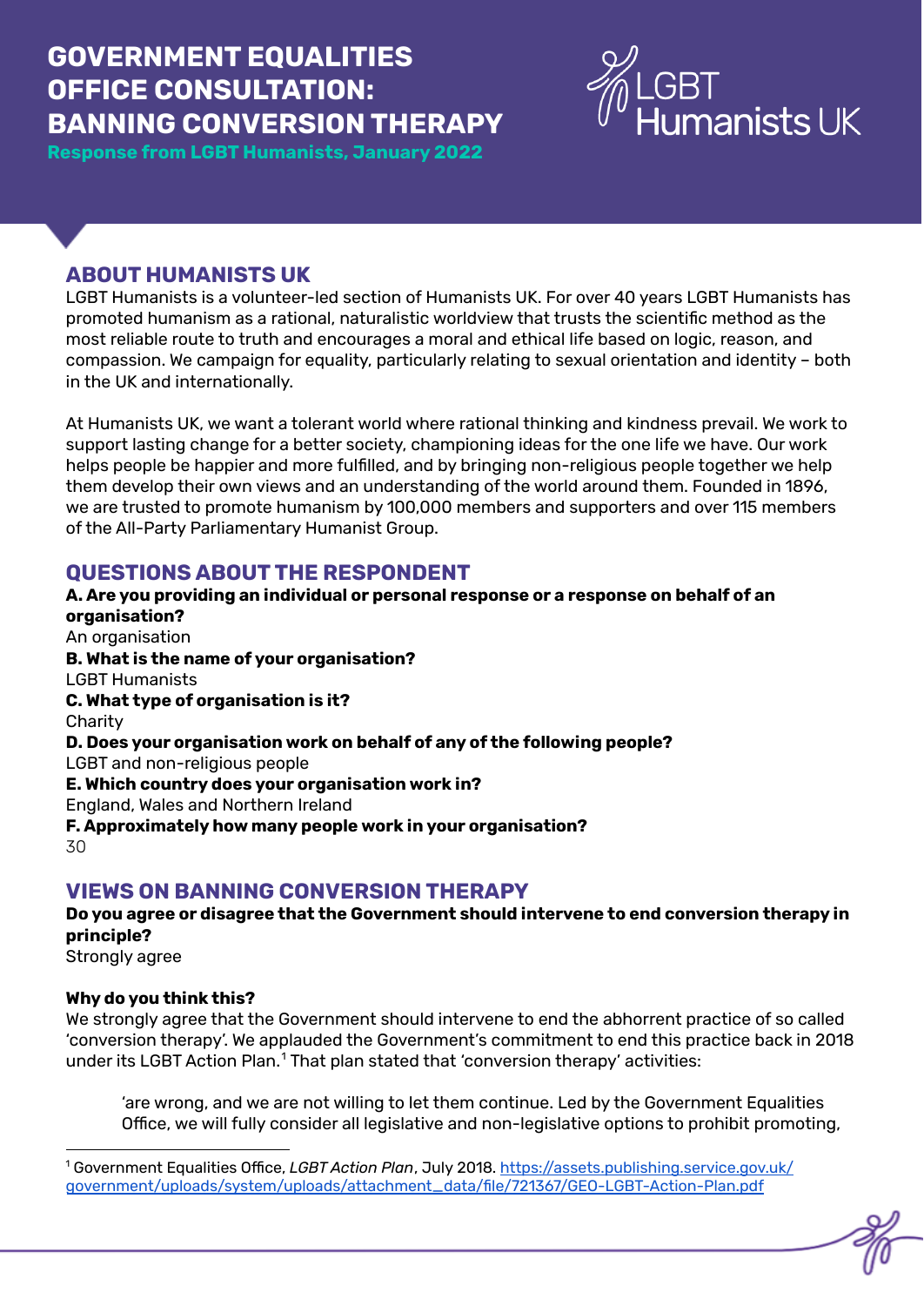# GOVERNMENT EQUALITIES OFFICE CONSULTATION: BANNING CONVERSION THERAPY

**Response from LGBT Humanists, January 2022**

## ABOUT HUMANISTS UK

LGBT Humanists is a volunteer-led section of Humanists UK. For over 40 years LGBT Humanists has promoted humanism as a rational, naturalistic worldview that trusts the scientific method as the most reliable route to truth and encourages a moral and ethical life based on logic, reason, and compassion. We campaign for equality, particularly relating to sexual orientation and identity – both in the UK and internationally.

At Humanists UK, we want a tolerant world where rational thinking and kindness prevail. We work to support lasting change for a better society, championing ideas for the one life we have. Our work helps people be happier and more fulfilled, and by bringing non-religious people together we help them develop their own views and an understanding of the world around them. Founded in 1896, we are trusted to promote humanism by 100,000 members and supporters and over 115 members of the All-Party Parliamentary Humanist Group.

## QUESTIONS ABOUT THE RESPONDENT

**A. Are you providing an individual or personal response or a response on behalf of an organisation?**
An organisation

**B. What is the name of your organisation?**
LGBT Humanists

**C. What type of organisation is it?**
Charity

**D. Does your organisation work on behalf of any of the following people?**
LGBT and non-religious people

**E. Which country does your organisation work in?**
England, Wales and Northern Ireland

**F. Approximately how many people work in your organisation?**
30

## VIEWS ON BANNING CONVERSION THERAPY

**Do you agree or disagree that the Government should intervene to end conversion therapy in principle?**
Strongly agree

**Why do you think this?**

We strongly agree that the Government should intervene to end the abhorrent practice of so called 'conversion therapy'. We applauded the Government's commitment to end this practice back in 2018 under its LGBT Action Plan.[1] That plan stated that 'conversion therapy' activities:

> 'are wrong, and we are not willing to let them continue. Led by the Government Equalities Office, we will fully consider all legislative and non-legislative options to prohibit promoting,

---

[1] Government Equalities Office, *LGBT Action Plan*, July 2018. https://assets.publishing.service.gov.uk/government/uploads/system/uploads/attachment_data/file/721367/GEO-LGBT-Action-Plan.pdf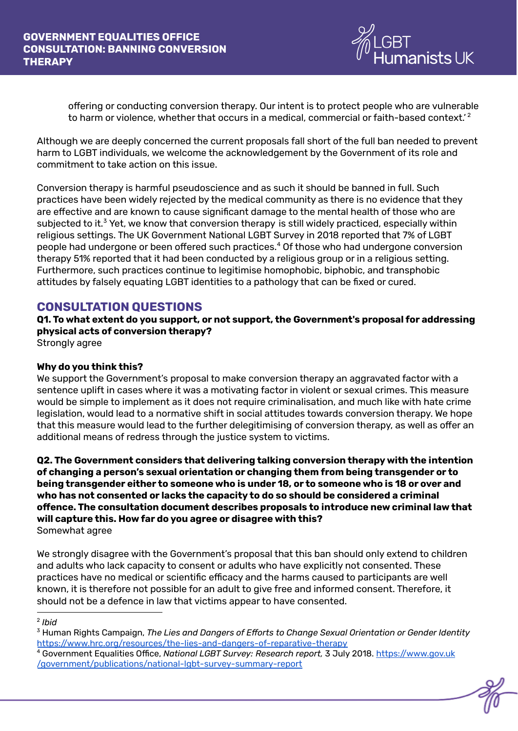offering or conducting conversion therapy. Our intent is to protect people who are vulnerable to harm or violence, whether that occurs in a medical, commercial or faith-based context.'[2]

Although we are deeply concerned the current proposals fall short of the full ban needed to prevent harm to LGBT individuals, we welcome the acknowledgement by the Government of its role and commitment to take action on this issue.

Conversion therapy is harmful pseudoscience and as such it should be banned in full. Such practices have been widely rejected by the medical community as there is no evidence that they are effective and are known to cause significant damage to the mental health of those who are subjected to it.[3] Yet, we know that conversion therapy is still widely practiced, especially within religious settings. The UK Government National LGBT Survey in 2018 reported that 7% of LGBT people had undergone or been offered such practices.[4] Of those who had undergone conversion therapy 51% reported that it had been conducted by a religious group or in a religious setting. Furthermore, such practices continue to legitimise homophobic, biphobic, and transphobic attitudes by falsely equating LGBT identities to a pathology that can be fixed or cured.

## CONSULTATION QUESTIONS

**Q1. To what extent do you support, or not support, the Government's proposal for addressing physical acts of conversion therapy?**
Strongly agree

**Why do you think this?**
We support the Government's proposal to make conversion therapy an aggravated factor with a sentence uplift in cases where it was a motivating factor in violent or sexual crimes. This measure would be simple to implement as it does not require criminalisation, and much like with hate crime legislation, would lead to a normative shift in social attitudes towards conversion therapy. We hope that this measure would lead to the further delegitimising of conversion therapy, as well as offer an additional means of redress through the justice system to victims.

**Q2. The Government considers that delivering talking conversion therapy with the intention of changing a person's sexual orientation or changing them from being transgender or to being transgender either to someone who is under 18, or to someone who is 18 or over and who has not consented or lacks the capacity to do so should be considered a criminal offence. The consultation document describes proposals to introduce new criminal law that will capture this. How far do you agree or disagree with this?**
Somewhat agree

We strongly disagree with the Government's proposal that this ban should only extend to children and adults who lack capacity to consent or adults who have explicitly not consented. These practices have no medical or scientific efficacy and the harms caused to participants are well known, it is therefore not possible for an adult to give free and informed consent. Therefore, it should not be a defence in law that victims appear to have consented.

---

[2] *Ibid*

[3] Human Rights Campaign, *The Lies and Dangers of Efforts to Change Sexual Orientation or Gender Identity* https://www.hrc.org/resources/the-lies-and-dangers-of-reparative-therapy

[4] Government Equalities Office, *National LGBT Survey: Research report,* 3 July 2018. https://www.gov.uk/government/publications/national-lgbt-survey-summary-report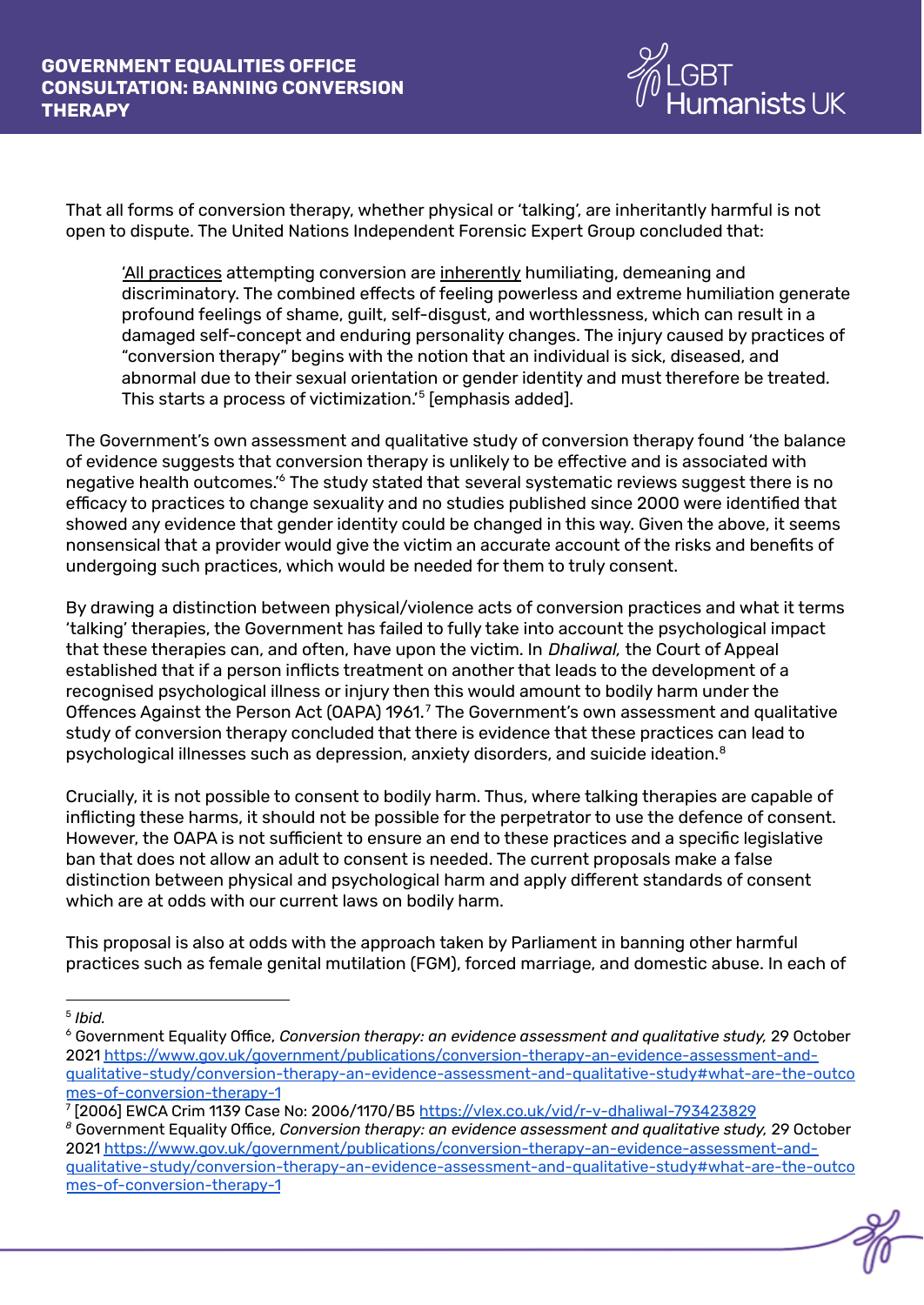That all forms of conversion therapy, whether physical or 'talking', are inheritantly harmful is not open to dispute. The United Nations Independent Forensic Expert Group concluded that:

> '<u>All practices</u> attempting conversion are <u>inherently</u> humiliating, demeaning and discriminatory. The combined effects of feeling powerless and extreme humiliation generate profound feelings of shame, guilt, self-disgust, and worthlessness, which can result in a damaged self-concept and enduring personality changes. The injury caused by practices of "conversion therapy" begins with the notion that an individual is sick, diseased, and abnormal due to their sexual orientation or gender identity and must therefore be treated. This starts a process of victimization.'[5] [emphasis added].

The Government's own assessment and qualitative study of conversion therapy found 'the balance of evidence suggests that conversion therapy is unlikely to be effective and is associated with negative health outcomes.'[6] The study stated that several systematic reviews suggest there is no efficacy to practices to change sexuality and no studies published since 2000 were identified that showed any evidence that gender identity could be changed in this way. Given the above, it seems nonsensical that a provider would give the victim an accurate account of the risks and benefits of undergoing such practices, which would be needed for them to truly consent.

By drawing a distinction between physical/violence acts of conversion practices and what it terms 'talking' therapies, the Government has failed to fully take into account the psychological impact that these therapies can, and often, have upon the victim. In *Dhaliwal,* the Court of Appeal established that if a person inflicts treatment on another that leads to the development of a recognised psychological illness or injury then this would amount to bodily harm under the Offences Against the Person Act (OAPA) 1961.[7] The Government's own assessment and qualitative study of conversion therapy concluded that there is evidence that these practices can lead to psychological illnesses such as depression, anxiety disorders, and suicide ideation.[8]

Crucially, it is not possible to consent to bodily harm. Thus, where talking therapies are capable of inflicting these harms, it should not be possible for the perpetrator to use the defence of consent. However, the OAPA is not sufficient to ensure an end to these practices and a specific legislative ban that does not allow an adult to consent is needed. The current proposals make a false distinction between physical and psychological harm and apply different standards of consent which are at odds with our current laws on bodily harm.

This proposal is also at odds with the approach taken by Parliament in banning other harmful practices such as female genital mutilation (FGM), forced marriage, and domestic abuse. In each of

---

[5] *Ibid.*

[6] Government Equality Office, *Conversion therapy: an evidence assessment and qualitative study,* 29 October 2021 https://www.gov.uk/government/publications/conversion-therapy-an-evidence-assessment-and-qualitative-study/conversion-therapy-an-evidence-assessment-and-qualitative-study#what-are-the-outcomes-of-conversion-therapy-1

[7] [2006] EWCA Crim 1139 Case No: 2006/1170/B5 https://vlex.co.uk/vid/r-v-dhaliwal-793423829

[8] Government Equality Office, *Conversion therapy: an evidence assessment and qualitative study,* 29 October 2021 https://www.gov.uk/government/publications/conversion-therapy-an-evidence-assessment-and-qualitative-study/conversion-therapy-an-evidence-assessment-and-qualitative-study#what-are-the-outcomes-of-conversion-therapy-1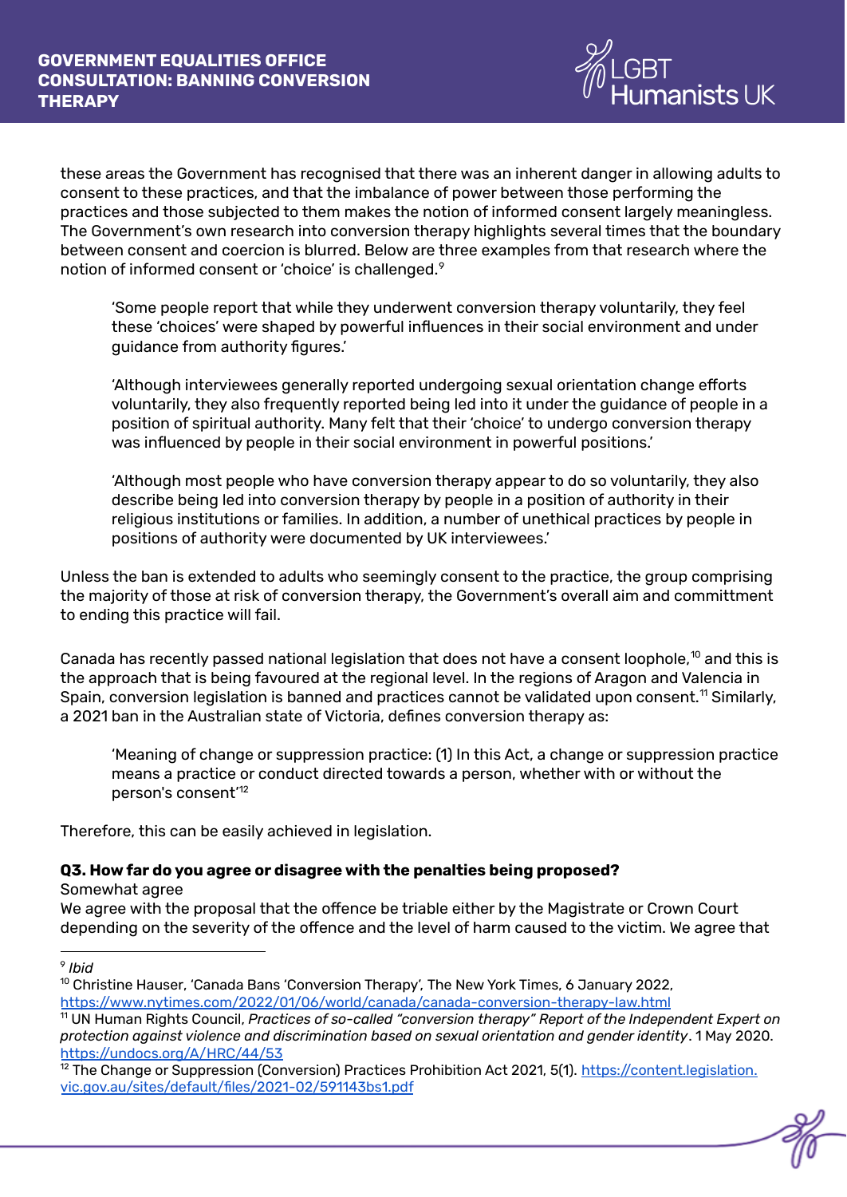these areas the Government has recognised that there was an inherent danger in allowing adults to consent to these practices, and that the imbalance of power between those performing the practices and those subjected to them makes the notion of informed consent largely meaningless. The Government's own research into conversion therapy highlights several times that the boundary between consent and coercion is blurred. Below are three examples from that research where the notion of informed consent or 'choice' is challenged.[9]

> 'Some people report that while they underwent conversion therapy voluntarily, they feel these 'choices' were shaped by powerful influences in their social environment and under guidance from authority figures.'
>
> 'Although interviewees generally reported undergoing sexual orientation change efforts voluntarily, they also frequently reported being led into it under the guidance of people in a position of spiritual authority. Many felt that their 'choice' to undergo conversion therapy was influenced by people in their social environment in powerful positions.'
>
> 'Although most people who have conversion therapy appear to do so voluntarily, they also describe being led into conversion therapy by people in a position of authority in their religious institutions or families. In addition, a number of unethical practices by people in positions of authority were documented by UK interviewees.'

Unless the ban is extended to adults who seemingly consent to the practice, the group comprising the majority of those at risk of conversion therapy, the Government's overall aim and committment to ending this practice will fail.

Canada has recently passed national legislation that does not have a consent loophole,[10] and this is the approach that is being favoured at the regional level. In the regions of Aragon and Valencia in Spain, conversion legislation is banned and practices cannot be validated upon consent.[11] Similarly, a 2021 ban in the Australian state of Victoria, defines conversion therapy as:

> 'Meaning of change or suppression practice: (1) In this Act, a change or suppression practice means a practice or conduct directed towards a person, whether with or without the person's consent'[12]

Therefore, this can be easily achieved in legislation.

**Q3. How far do you agree or disagree with the penalties being proposed?**

Somewhat agree

We agree with the proposal that the offence be triable either by the Magistrate or Crown Court depending on the severity of the offence and the level of harm caused to the victim. We agree that

---

[9] *Ibid*

[10] Christine Hauser, 'Canada Bans 'Conversion Therapy', The New York Times, 6 January 2022, https://www.nytimes.com/2022/01/06/world/canada/canada-conversion-therapy-law.html

[11] UN Human Rights Council, *Practices of so-called "conversion therapy" Report of the Independent Expert on protection against violence and discrimination based on sexual orientation and gender identity*. 1 May 2020. https://undocs.org/A/HRC/44/53

[12] The Change or Suppression (Conversion) Practices Prohibition Act 2021, 5(1). https://content.legislation.vic.gov.au/sites/default/files/2021-02/591143bs1.pdf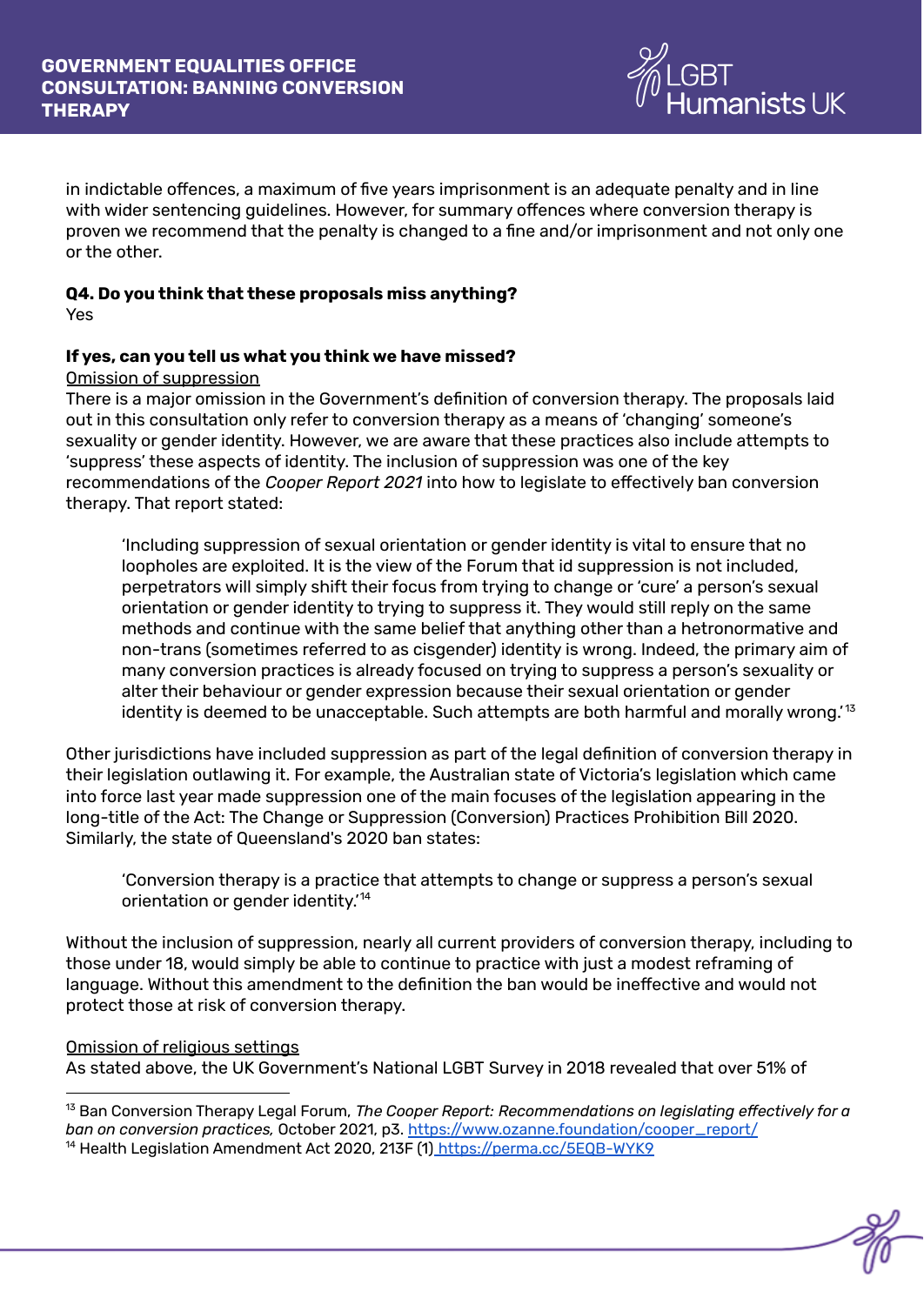in indictable offences, a maximum of five years imprisonment is an adequate penalty and in line with wider sentencing guidelines. However, for summary offences where conversion therapy is proven we recommend that the penalty is changed to a fine and/or imprisonment and not only one or the other.

**Q4. Do you think that these proposals miss anything?**
Yes

**If yes, can you tell us what you think we have missed?**

Omission of suppression

There is a major omission in the Government's definition of conversion therapy. The proposals laid out in this consultation only refer to conversion therapy as a means of 'changing' someone's sexuality or gender identity. However, we are aware that these practices also include attempts to 'suppress' these aspects of identity. The inclusion of suppression was one of the key recommendations of the *Cooper Report 2021* into how to legislate to effectively ban conversion therapy. That report stated:

> 'Including suppression of sexual orientation or gender identity is vital to ensure that no loopholes are exploited. It is the view of the Forum that id suppression is not included, perpetrators will simply shift their focus from trying to change or 'cure' a person's sexual orientation or gender identity to trying to suppress it. They would still reply on the same methods and continue with the same belief that anything other than a hetronormative and non-trans (sometimes referred to as cisgender) identity is wrong. Indeed, the primary aim of many conversion practices is already focused on trying to suppress a person's sexuality or alter their behaviour or gender expression because their sexual orientation or gender identity is deemed to be unacceptable. Such attempts are both harmful and morally wrong.'[13]

Other jurisdictions have included suppression as part of the legal definition of conversion therapy in their legislation outlawing it. For example, the Australian state of Victoria's legislation which came into force last year made suppression one of the main focuses of the legislation appearing in the long-title of the Act: The Change or Suppression (Conversion) Practices Prohibition Bill 2020. Similarly, the state of Queensland's 2020 ban states:

> 'Conversion therapy is a practice that attempts to change or suppress a person's sexual orientation or gender identity.'[14]

Without the inclusion of suppression, nearly all current providers of conversion therapy, including to those under 18, would simply be able to continue to practice with just a modest reframing of language. Without this amendment to the definition the ban would be ineffective and would not protect those at risk of conversion therapy.

Omission of religious settings

As stated above, the UK Government's National LGBT Survey in 2018 revealed that over 51% of

---

[13] Ban Conversion Therapy Legal Forum, *The Cooper Report: Recommendations on legislating effectively for a ban on conversion practices,* October 2021, p3. https://www.ozanne.foundation/cooper_report/

[14] Health Legislation Amendment Act 2020, 213F (1) https://perma.cc/5EQB-WYK9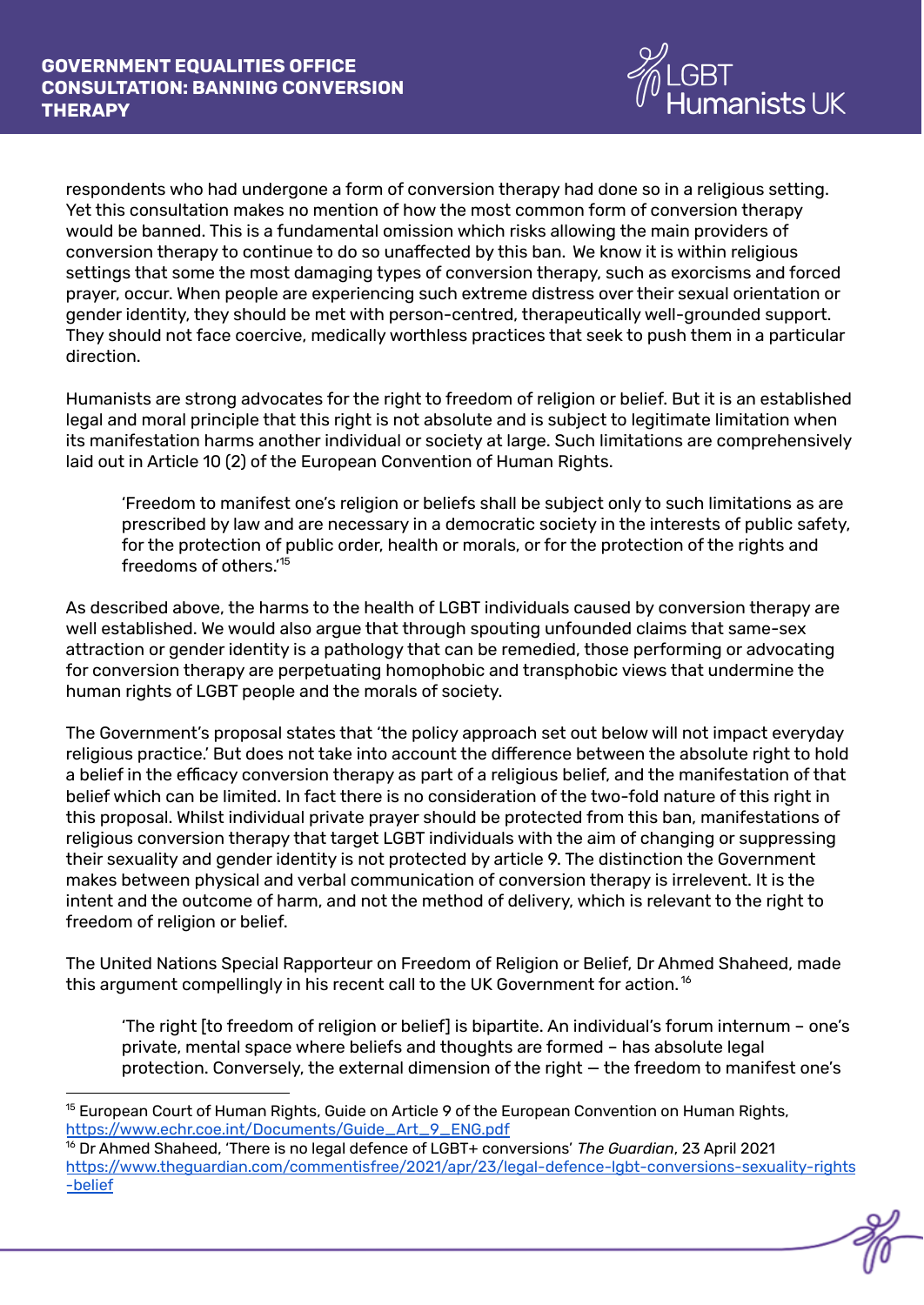respondents who had undergone a form of conversion therapy had done so in a religious setting. Yet this consultation makes no mention of how the most common form of conversion therapy would be banned. This is a fundamental omission which risks allowing the main providers of conversion therapy to continue to do so unaffected by this ban.  We know it is within religious settings that some the most damaging types of conversion therapy, such as exorcisms and forced prayer, occur. When people are experiencing such extreme distress over their sexual orientation or gender identity, they should be met with person-centred, therapeutically well-grounded support. They should not face coercive, medically worthless practices that seek to push them in a particular direction.

Humanists are strong advocates for the right to freedom of religion or belief. But it is an established legal and moral principle that this right is not absolute and is subject to legitimate limitation when its manifestation harms another individual or society at large. Such limitations are comprehensively laid out in Article 10 (2) of the European Convention of Human Rights.

> 'Freedom to manifest one's religion or beliefs shall be subject only to such limitations as are prescribed by law and are necessary in a democratic society in the interests of public safety, for the protection of public order, health or morals, or for the protection of the rights and freedoms of others.'[15]

As described above, the harms to the health of LGBT individuals caused by conversion therapy are well established. We would also argue that through spouting unfounded claims that same-sex attraction or gender identity is a pathology that can be remedied, those performing or advocating for conversion therapy are perpetuating homophobic and transphobic views that undermine the human rights of LGBT people and the morals of society.

The Government's proposal states that 'the policy approach set out below will not impact everyday religious practice.' But does not take into account the difference between the absolute right to hold a belief in the efficacy conversion therapy as part of a religious belief, and the manifestation of that belief which can be limited. In fact there is no consideration of the two-fold nature of this right in this proposal. Whilst individual private prayer should be protected from this ban, manifestations of religious conversion therapy that target LGBT individuals with the aim of changing or suppressing their sexuality and gender identity is not protected by article 9. The distinction the Government makes between physical and verbal communication of conversion therapy is irrelevent. It is the intent and the outcome of harm, and not the method of delivery, which is relevant to the right to freedom of religion or belief.

The United Nations Special Rapporteur on Freedom of Religion or Belief, Dr Ahmed Shaheed, made this argument compellingly in his recent call to the UK Government for action.[16]

> 'The right [to freedom of religion or belief] is bipartite. An individual's forum internum – one's private, mental space where beliefs and thoughts are formed – has absolute legal protection. Conversely, the external dimension of the right — the freedom to manifest one's

---

[15] European Court of Human Rights, Guide on Article 9 of the European Convention on Human Rights, https://www.echr.coe.int/Documents/Guide_Art_9_ENG.pdf

[16] Dr Ahmed Shaheed, 'There is no legal defence of LGBT+ conversions' *The Guardian*, 23 April 2021 https://www.theguardian.com/commentisfree/2021/apr/23/legal-defence-lgbt-conversions-sexuality-rights-belief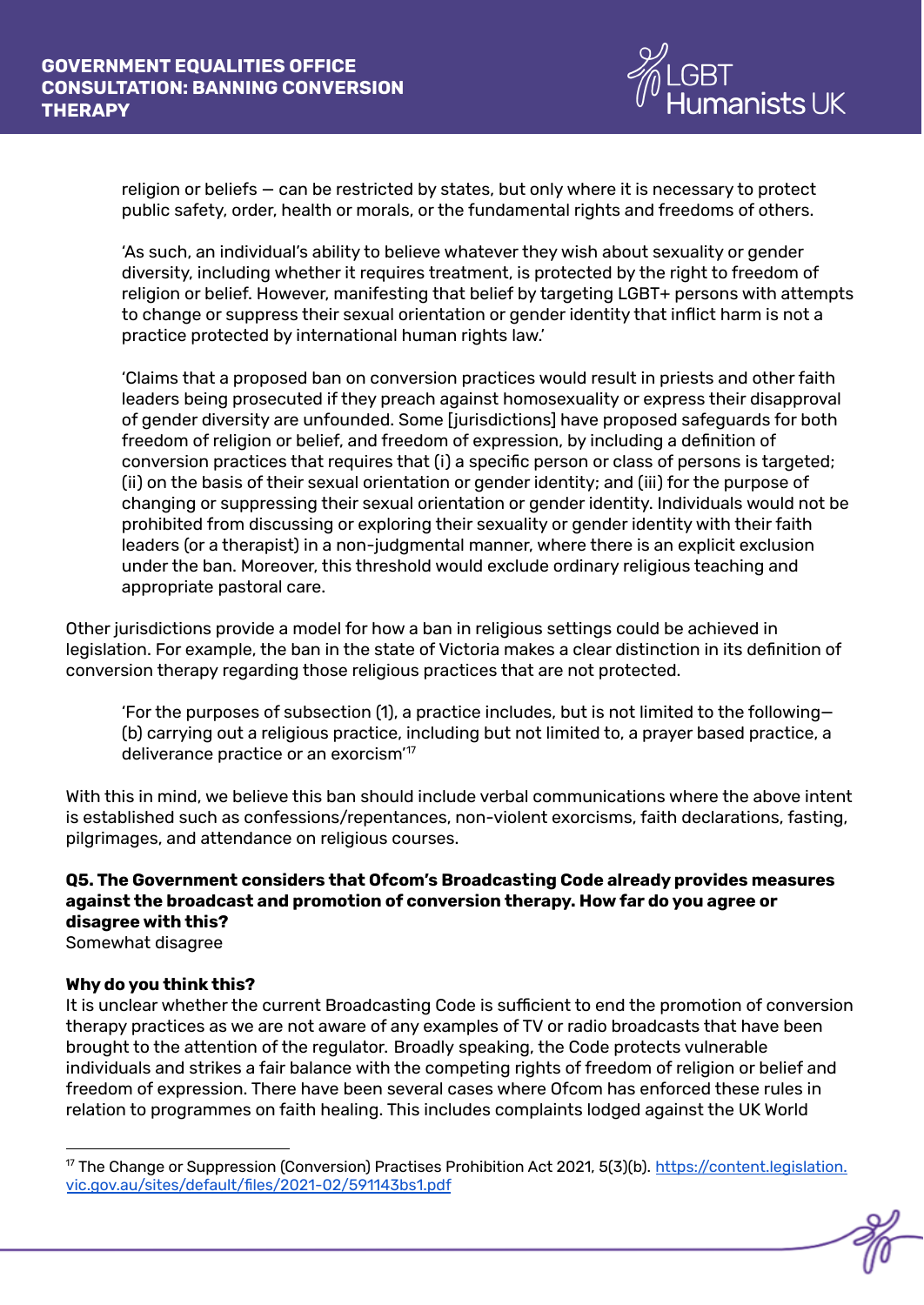religion or beliefs — can be restricted by states, but only where it is necessary to protect public safety, order, health or morals, or the fundamental rights and freedoms of others.

> 'As such, an individual's ability to believe whatever they wish about sexuality or gender diversity, including whether it requires treatment, is protected by the right to freedom of religion or belief. However, manifesting that belief by targeting LGBT+ persons with attempts to change or suppress their sexual orientation or gender identity that inflict harm is not a practice protected by international human rights law.'
>
> 'Claims that a proposed ban on conversion practices would result in priests and other faith leaders being prosecuted if they preach against homosexuality or express their disapproval of gender diversity are unfounded. Some [jurisdictions] have proposed safeguards for both freedom of religion or belief, and freedom of expression, by including a definition of conversion practices that requires that (i) a specific person or class of persons is targeted; (ii) on the basis of their sexual orientation or gender identity; and (iii) for the purpose of changing or suppressing their sexual orientation or gender identity. Individuals would not be prohibited from discussing or exploring their sexuality or gender identity with their faith leaders (or a therapist) in a non-judgmental manner, where there is an explicit exclusion under the ban. Moreover, this threshold would exclude ordinary religious teaching and appropriate pastoral care.

Other jurisdictions provide a model for how a ban in religious settings could be achieved in legislation. For example, the ban in the state of Victoria makes a clear distinction in its definition of conversion therapy regarding those religious practices that are not protected.

> 'For the purposes of subsection (1), a practice includes, but is not limited to the following— (b) carrying out a religious practice, including but not limited to, a prayer based practice, a deliverance practice or an exorcism'[17]

With this in mind, we believe this ban should include verbal communications where the above intent is established such as confessions/repentances, non-violent exorcisms, faith declarations, fasting, pilgrimages, and attendance on religious courses.

**Q5. The Government considers that Ofcom's Broadcasting Code already provides measures against the broadcast and promotion of conversion therapy. How far do you agree or disagree with this?**
Somewhat disagree

**Why do you think this?**
It is unclear whether the current Broadcasting Code is sufficient to end the promotion of conversion therapy practices as we are not aware of any examples of TV or radio broadcasts that have been brought to the attention of the regulator. Broadly speaking, the Code protects vulnerable individuals and strikes a fair balance with the competing rights of freedom of religion or belief and freedom of expression. There have been several cases where Ofcom has enforced these rules in relation to programmes on faith healing. This includes complaints lodged against the UK World

---

[17] The Change or Suppression (Conversion) Practises Prohibition Act 2021, 5(3)(b). https://content.legislation.vic.gov.au/sites/default/files/2021-02/591143bs1.pdf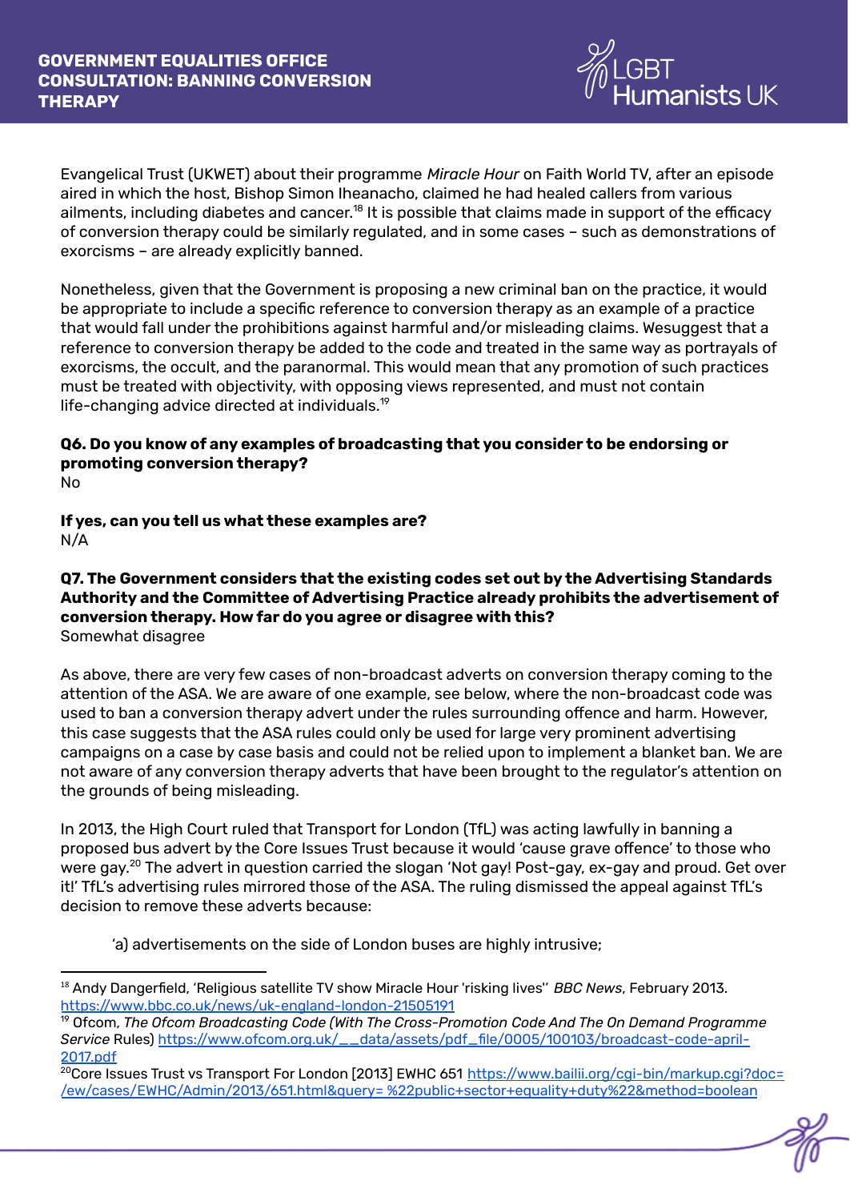Evangelical Trust (UKWET) about their programme *Miracle Hour* on Faith World TV, after an episode aired in which the host, Bishop Simon Iheanacho, claimed he had healed callers from various ailments, including diabetes and cancer.[18] It is possible that claims made in support of the efficacy of conversion therapy could be similarly regulated, and in some cases – such as demonstrations of exorcisms – are already explicitly banned.

Nonetheless, given that the Government is proposing a new criminal ban on the practice, it would be appropriate to include a specific reference to conversion therapy as an example of a practice that would fall under the prohibitions against harmful and/or misleading claims. Wesuggest that a reference to conversion therapy be added to the code and treated in the same way as portrayals of exorcisms, the occult, and the paranormal. This would mean that any promotion of such practices must be treated with objectivity, with opposing views represented, and must not contain life-changing advice directed at individuals.[19]

**Q6. Do you know of any examples of broadcasting that you consider to be endorsing or promoting conversion therapy?**
No

**If yes, can you tell us what these examples are?**
N/A

**Q7. The Government considers that the existing codes set out by the Advertising Standards Authority and the Committee of Advertising Practice already prohibits the advertisement of conversion therapy. How far do you agree or disagree with this?**
Somewhat disagree

As above, there are very few cases of non-broadcast adverts on conversion therapy coming to the attention of the ASA. We are aware of one example, see below, where the non-broadcast code was used to ban a conversion therapy advert under the rules surrounding offence and harm. However, this case suggests that the ASA rules could only be used for large very prominent advertising campaigns on a case by case basis and could not be relied upon to implement a blanket ban. We are not aware of any conversion therapy adverts that have been brought to the regulator's attention on the grounds of being misleading.

In 2013, the High Court ruled that Transport for London (TfL) was acting lawfully in banning a proposed bus advert by the Core Issues Trust because it would 'cause grave offence' to those who were gay.[20] The advert in question carried the slogan 'Not gay! Post-gay, ex-gay and proud. Get over it!' TfL's advertising rules mirrored those of the ASA. The ruling dismissed the appeal against TfL's decision to remove these adverts because:

> 'a) advertisements on the side of London buses are highly intrusive;

---

[18] Andy Dangerfield, 'Religious satellite TV show Miracle Hour 'risking lives'' *BBC News*, February 2013. https://www.bbc.co.uk/news/uk-england-london-21505191

[19] Ofcom, *The Ofcom Broadcasting Code (With The Cross-Promotion Code And The On Demand Programme Service* Rules) https://www.ofcom.org.uk/__data/assets/pdf_file/0005/100103/broadcast-code-april-2017.pdf

[20] Core Issues Trust vs Transport For London [2013] EWHC 651 https://www.bailii.org/cgi-bin/markup.cgi?doc=/ew/cases/EWHC/Admin/2013/651.html&query= %22public+sector+equality+duty%22&method=boolean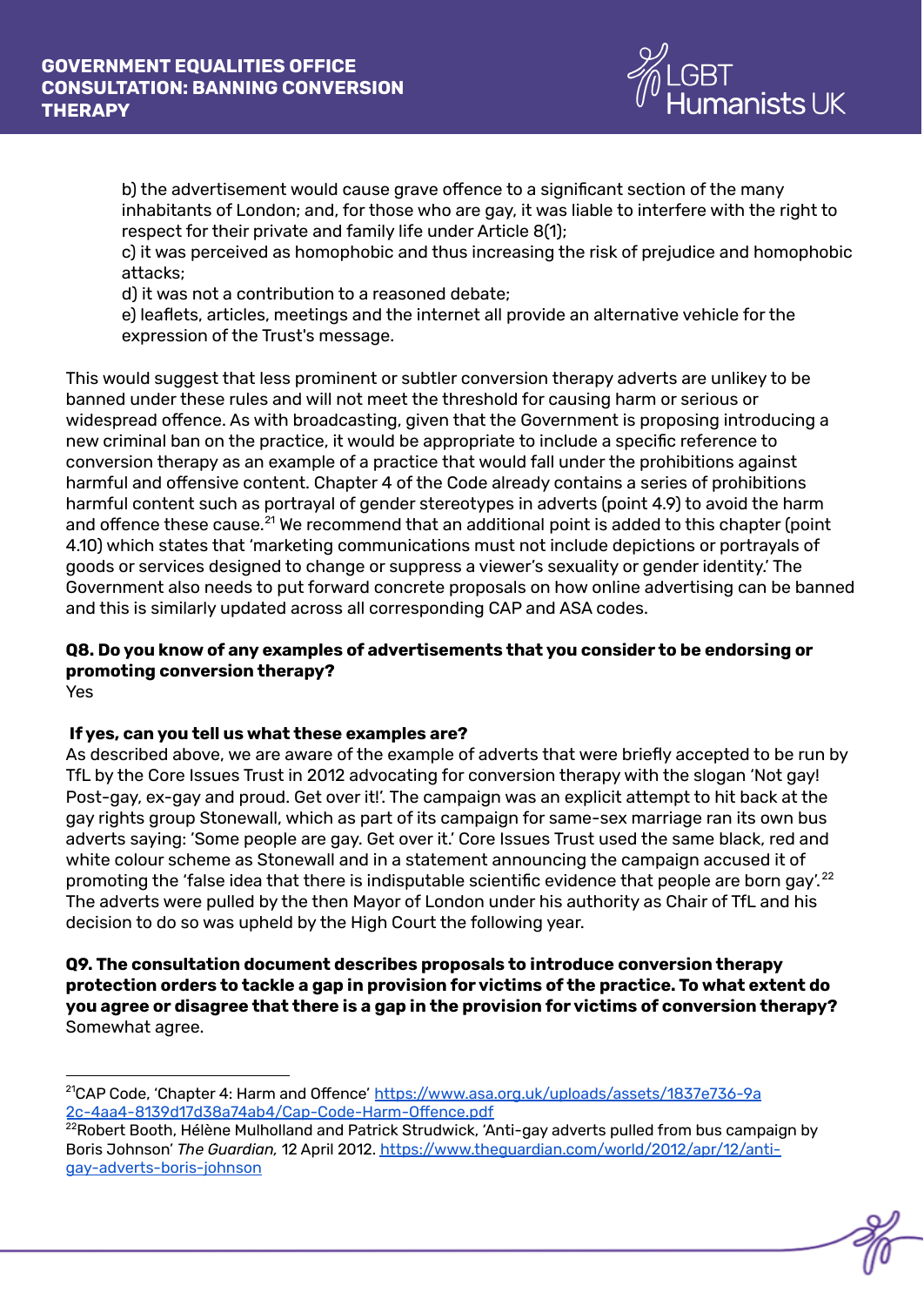b) the advertisement would cause grave offence to a significant section of the many inhabitants of London; and, for those who are gay, it was liable to interfere with the right to respect for their private and family life under Article 8(1);
c) it was perceived as homophobic and thus increasing the risk of prejudice and homophobic attacks;
d) it was not a contribution to a reasoned debate;
e) leaflets, articles, meetings and the internet all provide an alternative vehicle for the expression of the Trust's message.

This would suggest that less prominent or subtler conversion therapy adverts are unlikey to be banned under these rules and will not meet the threshold for causing harm or serious or widespread offence. As with broadcasting, given that the Government is proposing introducing a new criminal ban on the practice, it would be appropriate to include a specific reference to conversion therapy as an example of a practice that would fall under the prohibitions against harmful and offensive content. Chapter 4 of the Code already contains a series of prohibitions harmful content such as portrayal of gender stereotypes in adverts (point 4.9) to avoid the harm and offence these cause.[21] We recommend that an additional point is added to this chapter (point 4.10) which states that 'marketing communications must not include depictions or portrayals of goods or services designed to change or suppress a viewer's sexuality or gender identity.' The Government also needs to put forward concrete proposals on how online advertising can be banned and this is similarly updated across all corresponding CAP and ASA codes.

**Q8. Do you know of any examples of advertisements that you consider to be endorsing or promoting conversion therapy?**
Yes

**If yes, can you tell us what these examples are?**
As described above, we are aware of the example of adverts that were briefly accepted to be run by TfL by the Core Issues Trust in 2012 advocating for conversion therapy with the slogan 'Not gay! Post-gay, ex-gay and proud. Get over it!'. The campaign was an explicit attempt to hit back at the gay rights group Stonewall, which as part of its campaign for same-sex marriage ran its own bus adverts saying: 'Some people are gay. Get over it.' Core Issues Trust used the same black, red and white colour scheme as Stonewall and in a statement announcing the campaign accused it of promoting the 'false idea that there is indisputable scientific evidence that people are born gay'.[22] The adverts were pulled by the then Mayor of London under his authority as Chair of TfL and his decision to do so was upheld by the High Court the following year.

**Q9. The consultation document describes proposals to introduce conversion therapy protection orders to tackle a gap in provision for victims of the practice. To what extent do you agree or disagree that there is a gap in the provision for victims of conversion therapy?**
Somewhat agree.

---

[21] CAP Code, 'Chapter 4: Harm and Offence' https://www.asa.org.uk/uploads/assets/1837e736-9a2c-4aa4-8139d17d38a74ab4/Cap-Code-Harm-Offence.pdf

[22] Robert Booth, Hélène Mulholland and Patrick Strudwick, 'Anti-gay adverts pulled from bus campaign by Boris Johnson' *The Guardian,* 12 April 2012. https://www.theguardian.com/world/2012/apr/12/anti-gay-adverts-boris-johnson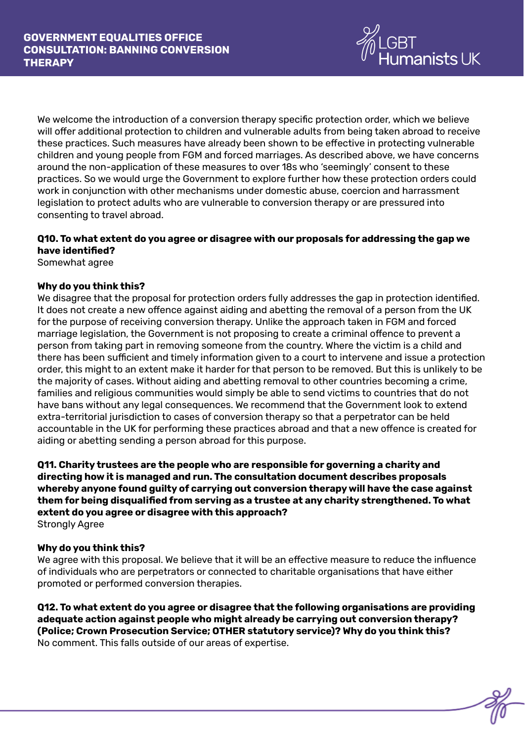We welcome the introduction of a conversion therapy specific protection order, which we believe will offer additional protection to children and vulnerable adults from being taken abroad to receive these practices. Such measures have already been shown to be effective in protecting vulnerable children and young people from FGM and forced marriages. As described above, we have concerns around the non-application of these measures to over 18s who 'seemingly' consent to these practices. So we would urge the Government to explore further how these protection orders could work in conjunction with other mechanisms under domestic abuse, coercion and harrassment legislation to protect adults who are vulnerable to conversion therapy or are pressured into consenting to travel abroad.

**Q10. To what extent do you agree or disagree with our proposals for addressing the gap we have identified?**
Somewhat agree

**Why do you think this?**
We disagree that the proposal for protection orders fully addresses the gap in protection identified. It does not create a new offence against aiding and abetting the removal of a person from the UK for the purpose of receiving conversion therapy. Unlike the approach taken in FGM and forced marriage legislation, the Government is not proposing to create a criminal offence to prevent a person from taking part in removing someone from the country. Where the victim is a child and there has been sufficient and timely information given to a court to intervene and issue a protection order, this might to an extent make it harder for that person to be removed. But this is unlikely to be the majority of cases. Without aiding and abetting removal to other countries becoming a crime, families and religious communities would simply be able to send victims to countries that do not have bans without any legal consequences. We recommend that the Government look to extend extra-territorial jurisdiction to cases of conversion therapy so that a perpetrator can be held accountable in the UK for performing these practices abroad and that a new offence is created for aiding or abetting sending a person abroad for this purpose.

**Q11. Charity trustees are the people who are responsible for governing a charity and directing how it is managed and run. The consultation document describes proposals whereby anyone found guilty of carrying out conversion therapy will have the case against them for being disqualified from serving as a trustee at any charity strengthened. To what extent do you agree or disagree with this approach?**
Strongly Agree

**Why do you think this?**
We agree with this proposal. We believe that it will be an effective measure to reduce the influence of individuals who are perpetrators or connected to charitable organisations that have either promoted or performed conversion therapies.

**Q12. To what extent do you agree or disagree that the following organisations are providing adequate action against people who might already be carrying out conversion therapy? (Police; Crown Prosecution Service; OTHER statutory service)? Why do you think this?**
No comment. This falls outside of our areas of expertise.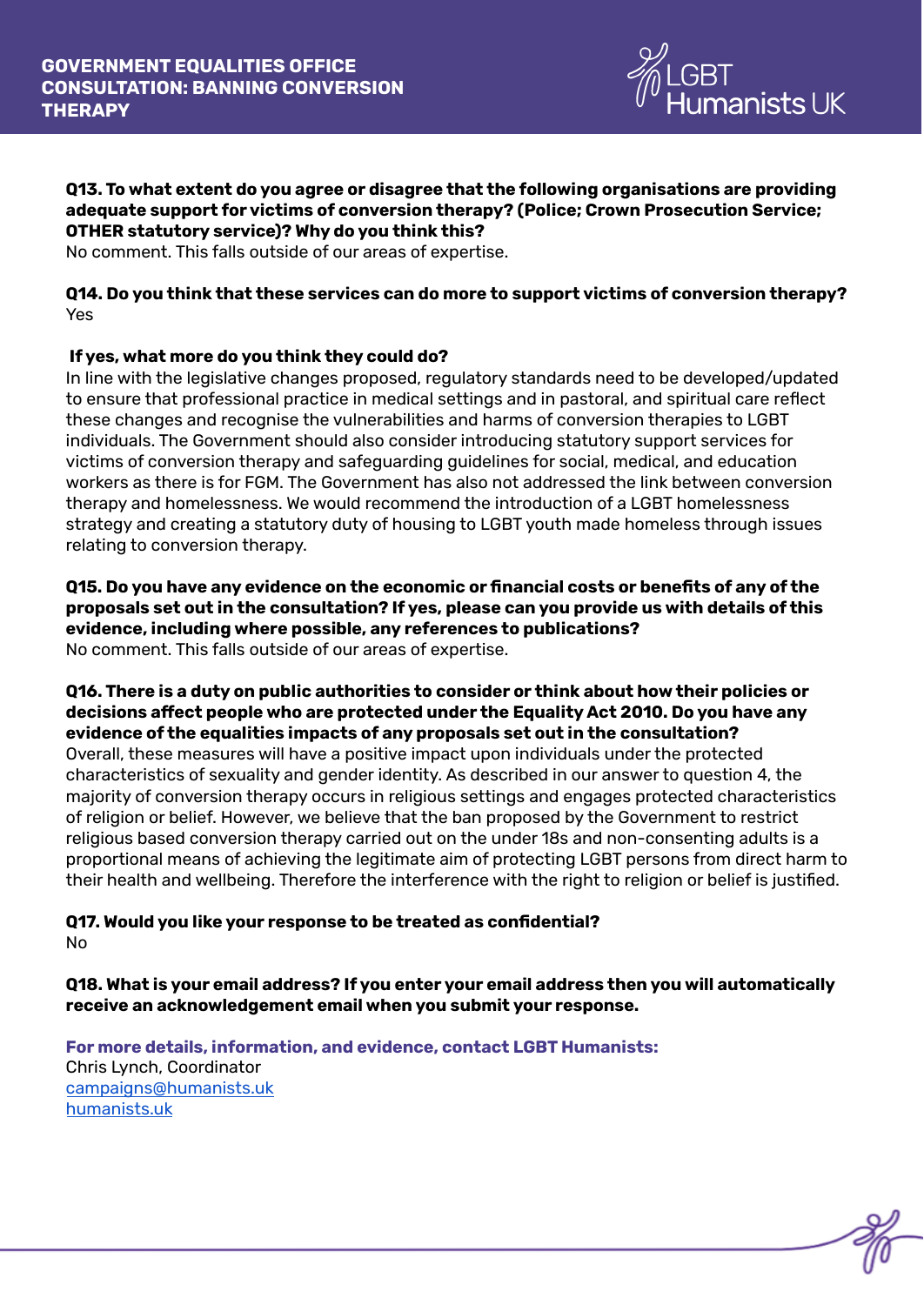**Q13. To what extent do you agree or disagree that the following organisations are providing adequate support for victims of conversion therapy? (Police; Crown Prosecution Service; OTHER statutory service)? Why do you think this?**
No comment. This falls outside of our areas of expertise.

**Q14. Do you think that these services can do more to support victims of conversion therapy?**
Yes

**If yes, what more do you think they could do?**
In line with the legislative changes proposed, regulatory standards need to be developed/updated to ensure that professional practice in medical settings and in pastoral, and spiritual care reflect these changes and recognise the vulnerabilities and harms of conversion therapies to LGBT individuals. The Government should also consider introducing statutory support services for victims of conversion therapy and safeguarding guidelines for social, medical, and education workers as there is for FGM. The Government has also not addressed the link between conversion therapy and homelessness. We would recommend the introduction of a LGBT homelessness strategy and creating a statutory duty of housing to LGBT youth made homeless through issues relating to conversion therapy.

**Q15. Do you have any evidence on the economic or financial costs or benefits of any of the proposals set out in the consultation? If yes, please can you provide us with details of this evidence, including where possible, any references to publications?**
No comment. This falls outside of our areas of expertise.

**Q16. There is a duty on public authorities to consider or think about how their policies or decisions affect people who are protected under the Equality Act 2010. Do you have any evidence of the equalities impacts of any proposals set out in the consultation?**
Overall, these measures will have a positive impact upon individuals under the protected characteristics of sexuality and gender identity. As described in our answer to question 4, the majority of conversion therapy occurs in religious settings and engages protected characteristics of religion or belief. However, we believe that the ban proposed by the Government to restrict religious based conversion therapy carried out on the under 18s and non-consenting adults is a proportional means of achieving the legitimate aim of protecting LGBT persons from direct harm to their health and wellbeing. Therefore the interference with the right to religion or belief is justified.

**Q17. Would you like your response to be treated as confidential?**
No

**Q18. What is your email address? If you enter your email address then you will automatically receive an acknowledgement email when you submit your response.**

**For more details, information, and evidence, contact LGBT Humanists:**
Chris Lynch, Coordinator
campaigns@humanists.uk
humanists.uk